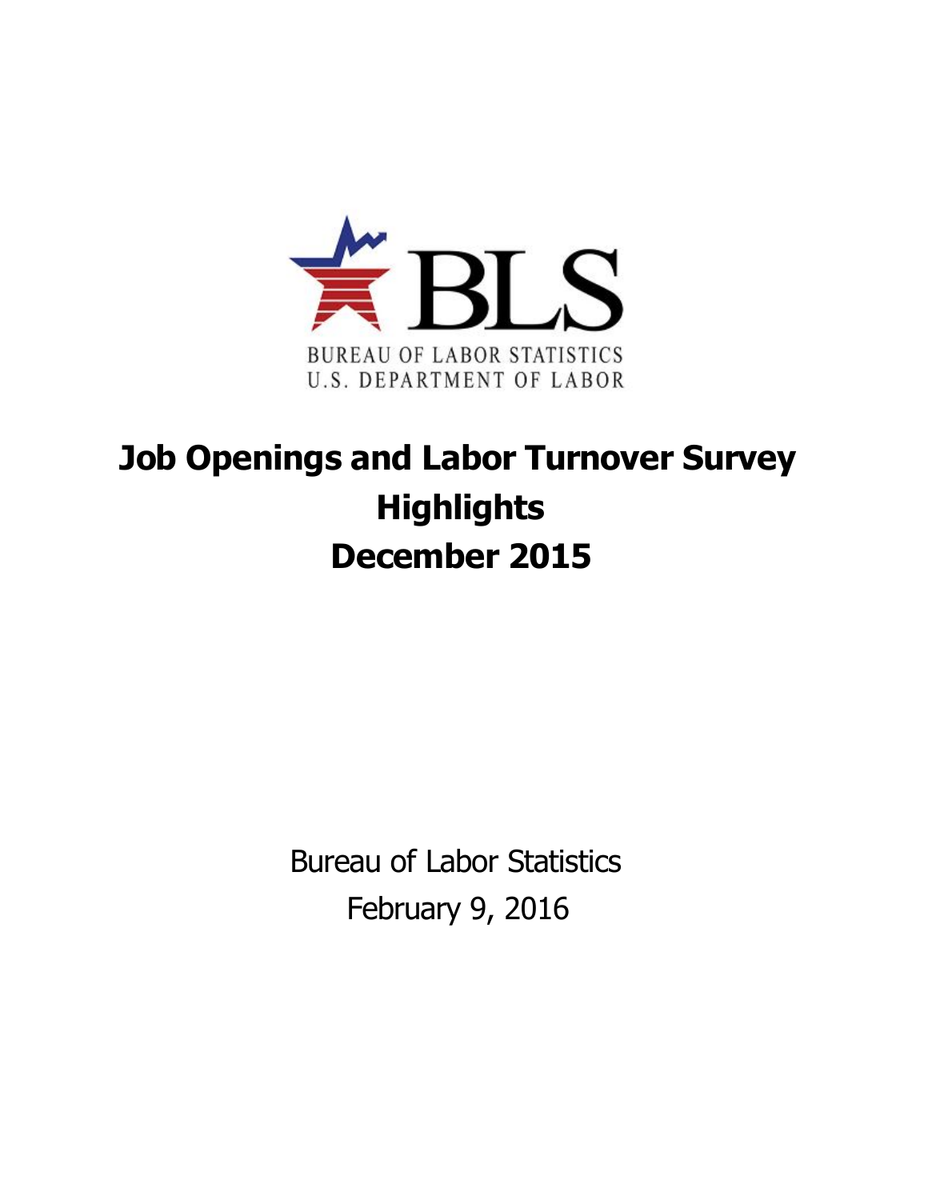BLS

BUREAU OF LABOR STATISTICS
U.S. DEPARTMENT OF LABOR

# Job Openings and Labor Turnover Survey Highlights December 2015

Bureau of Labor Statistics
February 9, 2016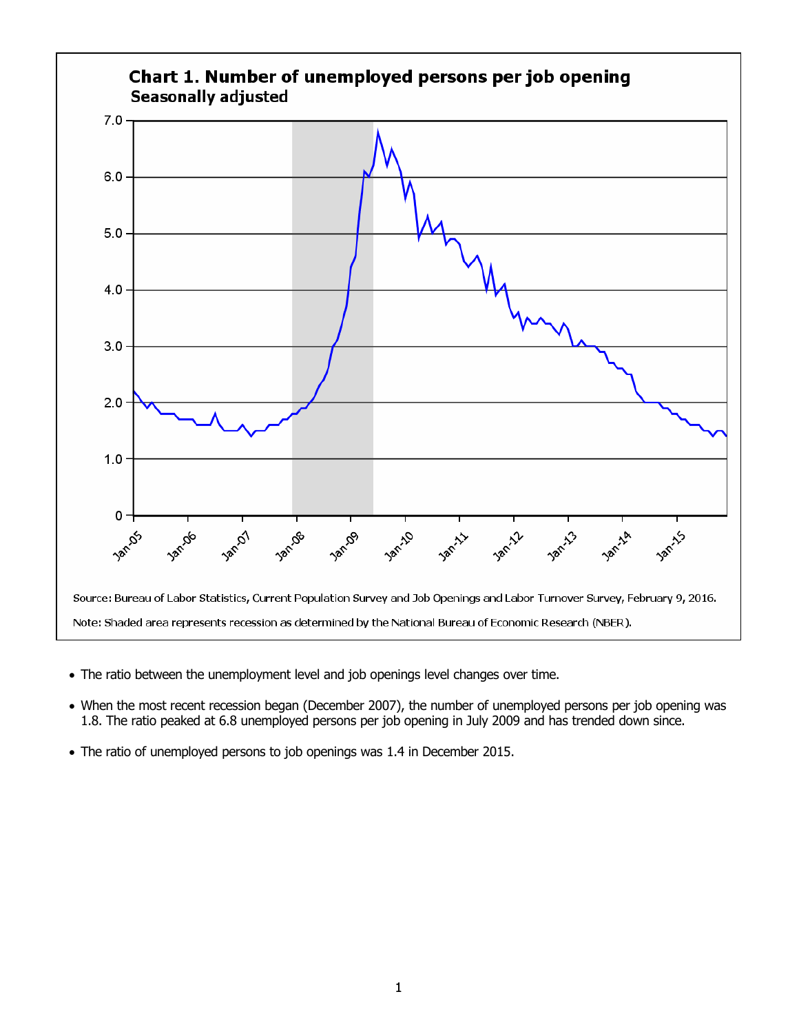## Chart 1. Number of unemployed persons per job opening

**Seasonally adjusted**

Source: Bureau of Labor Statistics, Current Population Survey and Job Openings and Labor Turnover Survey, February 9, 2016.

Note: Shaded area represents recession as determined by the National Bureau of Economic Research (NBER).

- The ratio between the unemployment level and job openings level changes over time.
- When the most recent recession began (December 2007), the number of unemployed persons per job opening was 1.8. The ratio peaked at 6.8 unemployed persons per job opening in July 2009 and has trended down since.
- The ratio of unemployed persons to job openings was 1.4 in December 2015.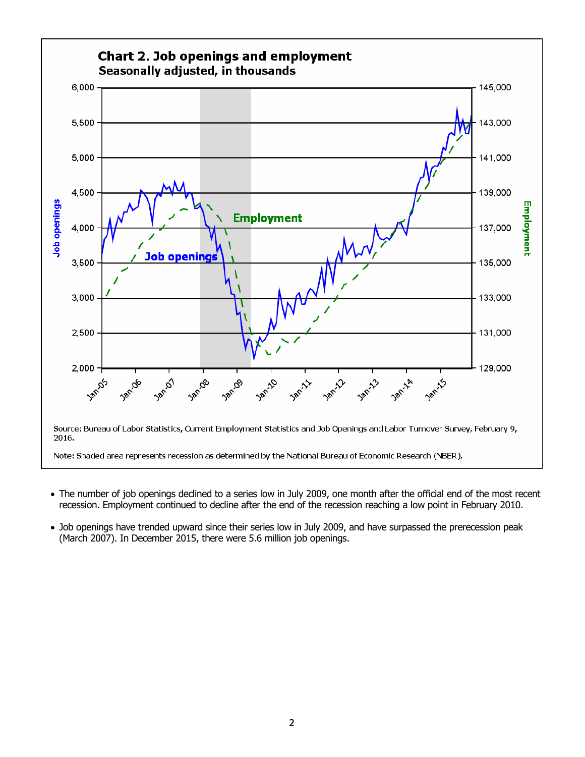**Chart 2. Job openings and employment**
**Seasonally adjusted, in thousands**

Source: Bureau of Labor Statistics, Current Employment Statistics and Job Openings and Labor Turnover Survey, February 9, 2016.

Note: Shaded area represents recession as determined by the National Bureau of Economic Research (NBER).

- The number of job openings declined to a series low in July 2009, one month after the official end of the most recent recession. Employment continued to decline after the end of the recession reaching a low point in February 2010.

- Job openings have trended upward since their series low in July 2009, and have surpassed the prerecession peak (March 2007). In December 2015, there were 5.6 million job openings.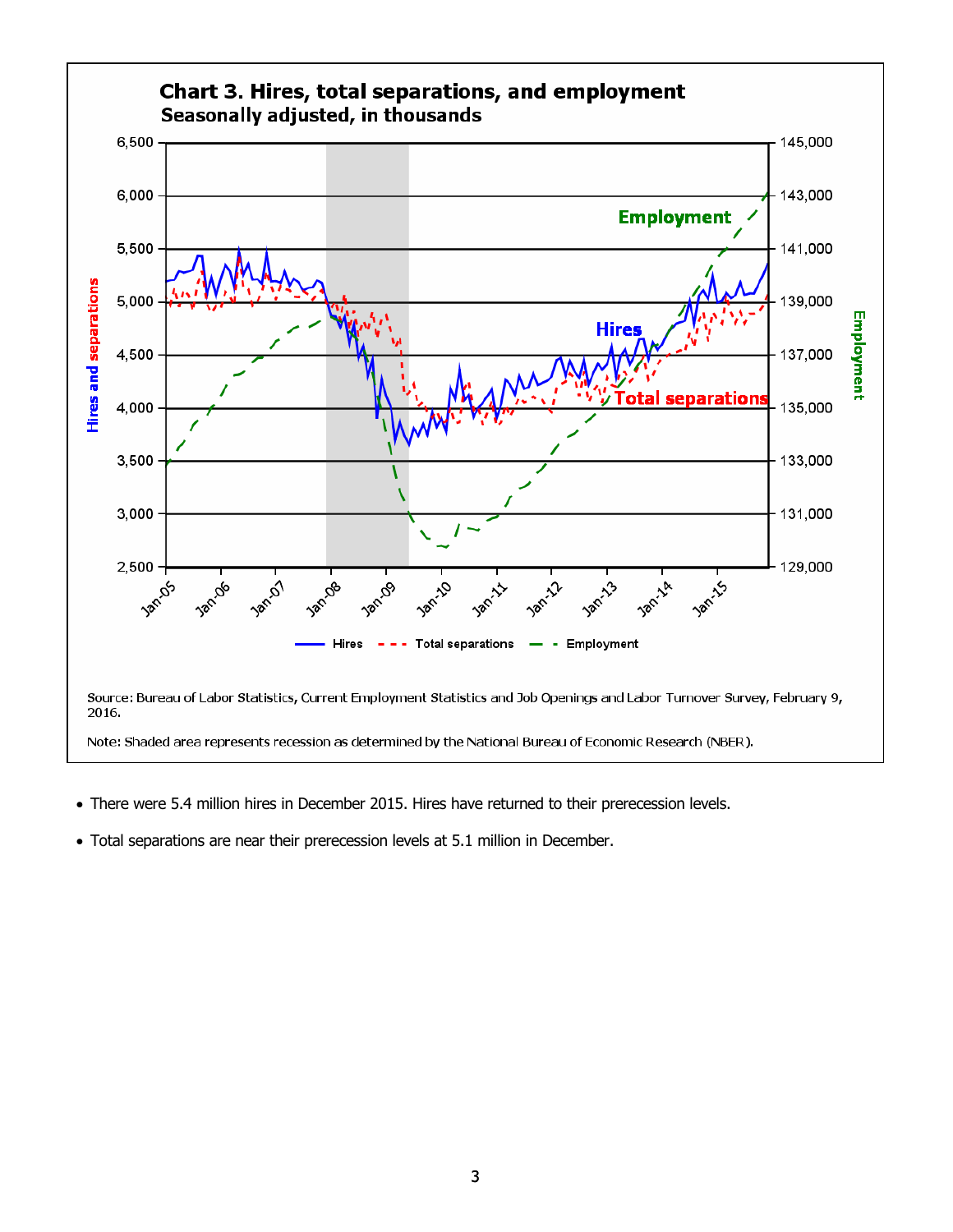## Chart 3. Hires, total separations, and employment

Seasonally adjusted, in thousands

Source: Bureau of Labor Statistics, Current Employment Statistics and Job Openings and Labor Turnover Survey, February 9, 2016.

Note: Shaded area represents recession as determined by the National Bureau of Economic Research (NBER).

- There were 5.4 million hires in December 2015. Hires have returned to their prerecession levels.
- Total separations are near their prerecession levels at 5.1 million in December.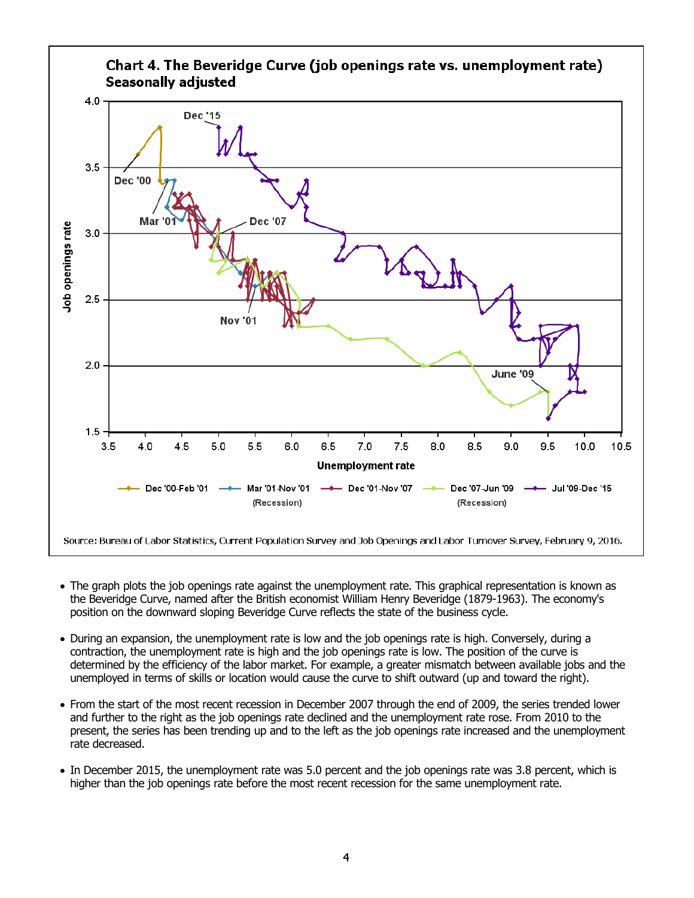## Chart 4. The Beveridge Curve (job openings rate vs. unemployment rate) Seasonally adjusted

Source: Bureau of Labor Statistics, Current Population Survey and Job Openings and Labor Turnover Survey, February 9, 2016.

- The graph plots the job openings rate against the unemployment rate. This graphical representation is known as the Beveridge Curve, named after the British economist William Henry Beveridge (1879-1963). The economy's position on the downward sloping Beveridge Curve reflects the state of the business cycle.
- During an expansion, the unemployment rate is low and the job openings rate is high. Conversely, during a contraction, the unemployment rate is high and the job openings rate is low. The position of the curve is determined by the efficiency of the labor market. For example, a greater mismatch between available jobs and the unemployed in terms of skills or location would cause the curve to shift outward (up and toward the right).
- From the start of the most recent recession in December 2007 through the end of 2009, the series trended lower and further to the right as the job openings rate declined and the unemployment rate rose. From 2010 to the present, the series has been trending up and to the left as the job openings rate increased and the unemployment rate decreased.
- In December 2015, the unemployment rate was 5.0 percent and the job openings rate was 3.8 percent, which is higher than the job openings rate before the most recent recession for the same unemployment rate.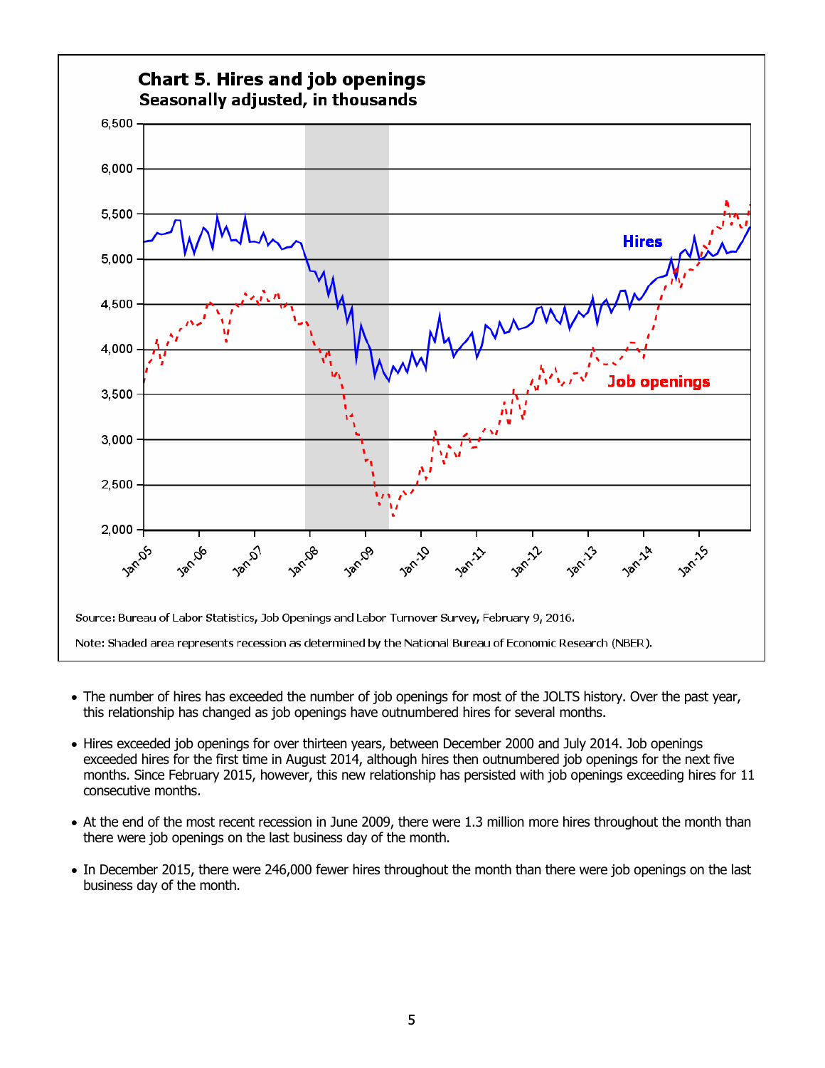**Chart 5. Hires and job openings**
**Seasonally adjusted, in thousands**

Source: Bureau of Labor Statistics, Job Openings and Labor Turnover Survey, February 9, 2016.

Note: Shaded area represents recession as determined by the National Bureau of Economic Research (NBER).

- The number of hires has exceeded the number of job openings for most of the JOLTS history. Over the past year, this relationship has changed as job openings have outnumbered hires for several months.
- Hires exceeded job openings for over thirteen years, between December 2000 and July 2014. Job openings exceeded hires for the first time in August 2014, although hires then outnumbered job openings for the next five months. Since February 2015, however, this new relationship has persisted with job openings exceeding hires for 11 consecutive months.
- At the end of the most recent recession in June 2009, there were 1.3 million more hires throughout the month than there were job openings on the last business day of the month.
- In December 2015, there were 246,000 fewer hires throughout the month than there were job openings on the last business day of the month.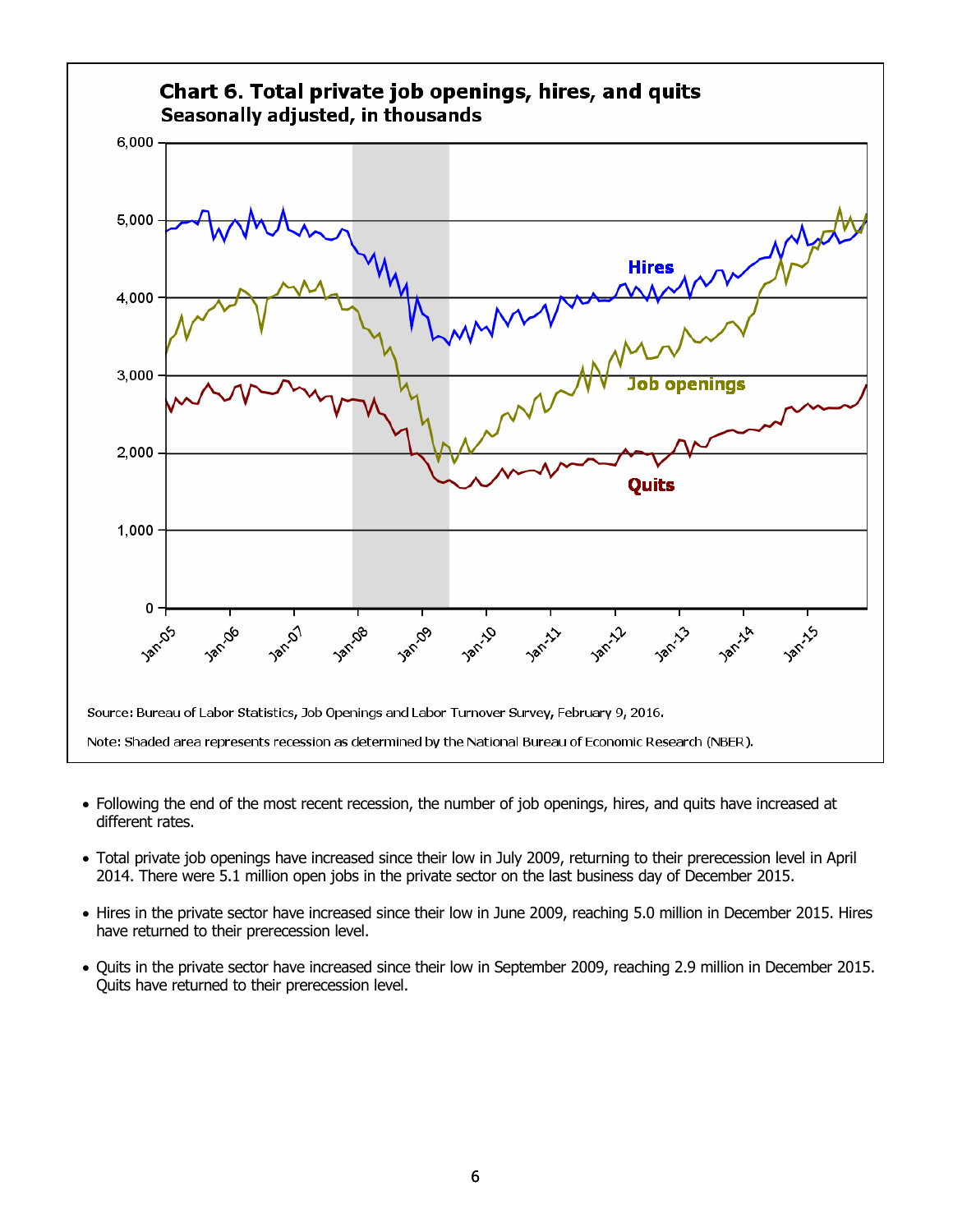**Chart 6. Total private job openings, hires, and quits**
**Seasonally adjusted, in thousands**

Source: Bureau of Labor Statistics, Job Openings and Labor Turnover Survey, February 9, 2016.

Note: Shaded area represents recession as determined by the National Bureau of Economic Research (NBER).

- Following the end of the most recent recession, the number of job openings, hires, and quits have increased at different rates.
- Total private job openings have increased since their low in July 2009, returning to their prerecession level in April 2014. There were 5.1 million open jobs in the private sector on the last business day of December 2015.
- Hires in the private sector have increased since their low in June 2009, reaching 5.0 million in December 2015. Hires have returned to their prerecession level.
- Quits in the private sector have increased since their low in September 2009, reaching 2.9 million in December 2015. Quits have returned to their prerecession level.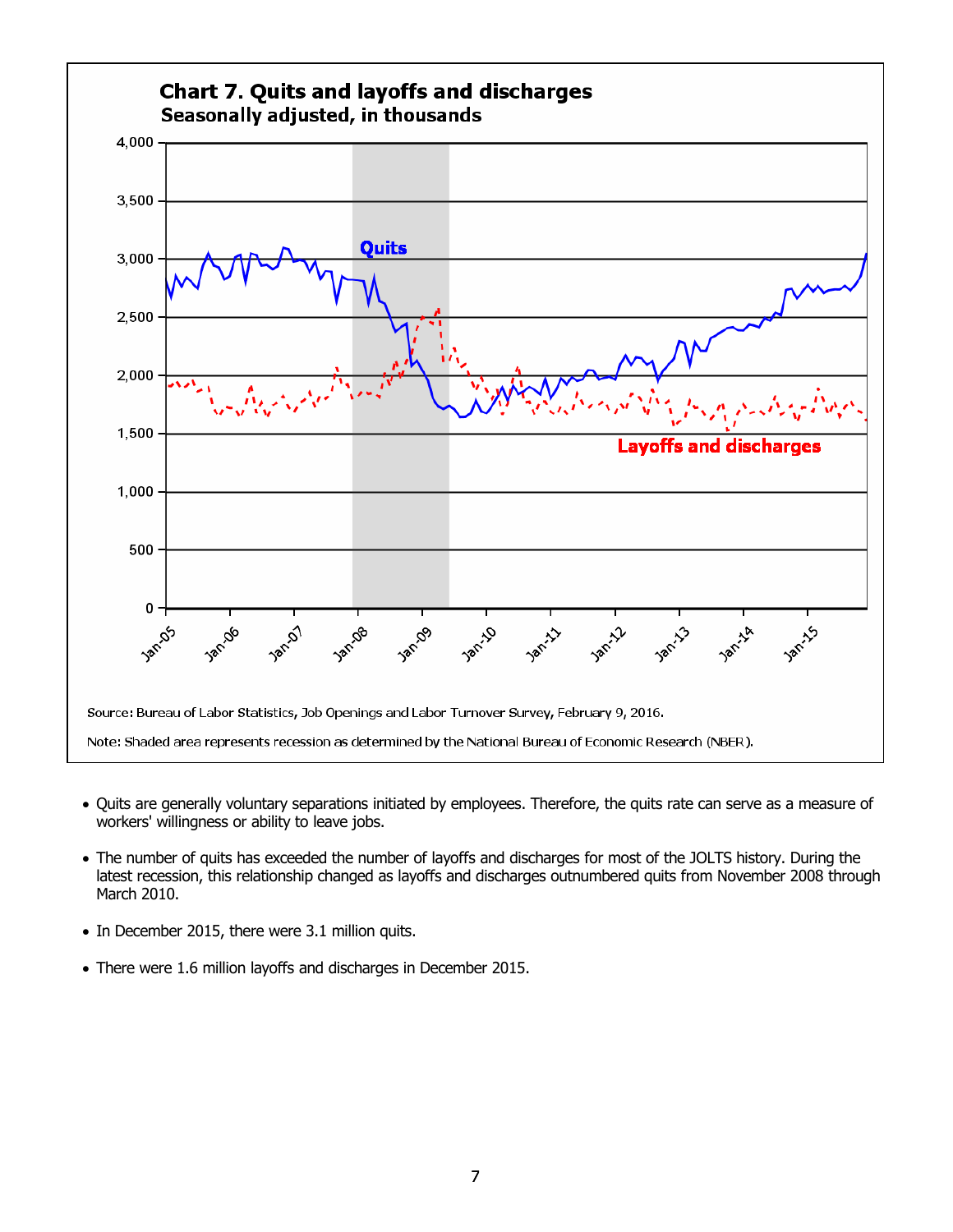## Chart 7. Quits and layoffs and discharges

Seasonally adjusted, in thousands

4,000
3,500
3,000
2,500
2,000
1,500
1,000
500
0

Jan-05
Jan-06
Jan-07
Jan-08
Jan-09
Jan-10
Jan-11
Jan-12
Jan-13
Jan-14
Jan-15

Quits

Layoffs and discharges

Source: Bureau of Labor Statistics, Job Openings and Labor Turnover Survey, February 9, 2016.

Note: Shaded area represents recession as determined by the National Bureau of Economic Research (NBER).

- Quits are generally voluntary separations initiated by employees. Therefore, the quits rate can serve as a measure of workers' willingness or ability to leave jobs.
- The number of quits has exceeded the number of layoffs and discharges for most of the JOLTS history. During the latest recession, this relationship changed as layoffs and discharges outnumbered quits from November 2008 through March 2010.
- In December 2015, there were 3.1 million quits.
- There were 1.6 million layoffs and discharges in December 2015.